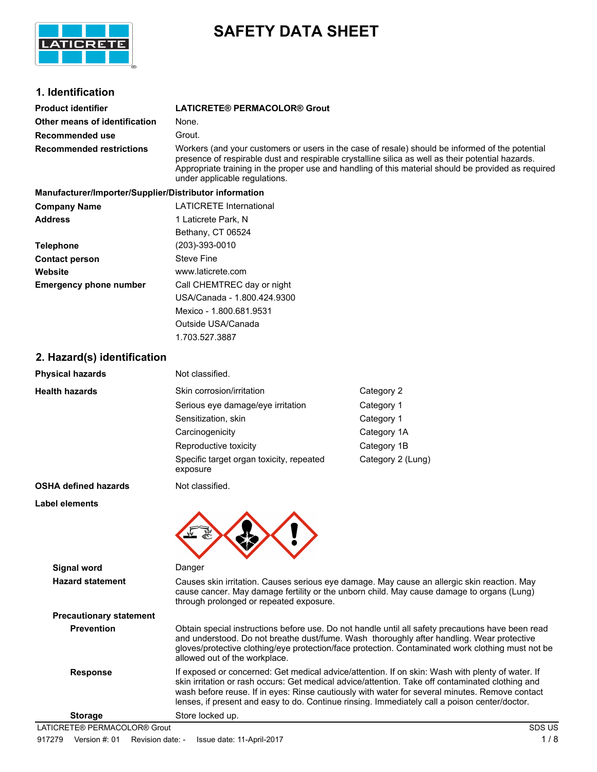# SAFETY DATA SHEET

## 1. Identification

| | |
|---|---|
| **Product identifier** | **LATICRETE® PERMACOLOR® Grout** |
| **Other means of identification** | None. |
| **Recommended use** | Grout. |
| **Recommended restrictions** | Workers (and your customers or users in the case of resale) should be informed of the potential presence of respirable dust and respirable crystalline silica as well as their potential hazards. Appropriate training in the proper use and handling of this material should be provided as required under applicable regulations. |

**Manufacturer/Importer/Supplier/Distributor information**

| | |
|---|---|
| **Company Name** | LATICRETE International |
| **Address** | 1 Laticrete Park, N<br>Bethany, CT 06524 |
| **Telephone** | (203)-393-0010 |
| **Contact person** | Steve Fine |
| **Website** | www.laticrete.com |
| **Emergency phone number** | Call CHEMTREC day or night<br>USA/Canada - 1.800.424.9300<br>Mexico - 1.800.681.9531<br>Outside USA/Canada<br>1.703.527.3887 |

## 2. Hazard(s) identification

| | | |
|---|---|---|
| **Physical hazards** | Not classified. | |
| **Health hazards** | Skin corrosion/irritation | Category 2 |
| | Serious eye damage/eye irritation | Category 1 |
| | Sensitization, skin | Category 1 |
| | Carcinogenicity | Category 1A |
| | Reproductive toxicity | Category 1B |
| | Specific target organ toxicity, repeated exposure | Category 2 (Lung) |
| **OSHA defined hazards** | Not classified. | |

**Label elements**

**Signal word** Danger

**Hazard statement** Causes skin irritation. Causes serious eye damage. May cause an allergic skin reaction. May cause cancer. May damage fertility or the unborn child. May cause damage to organs (Lung) through prolonged or repeated exposure.

**Precautionary statement**

**Prevention** Obtain special instructions before use. Do not handle until all safety precautions have been read and understood. Do not breathe dust/fume. Wash thoroughly after handling. Wear protective gloves/protective clothing/eye protection/face protection. Contaminated work clothing must not be allowed out of the workplace.

**Response** If exposed or concerned: Get medical advice/attention. If on skin: Wash with plenty of water. If skin irritation or rash occurs: Get medical advice/attention. Take off contaminated clothing and wash before reuse. If in eyes: Rinse cautiously with water for several minutes. Remove contact lenses, if present and easy to do. Continue rinsing. Immediately call a poison center/doctor.

**Storage** Store locked up.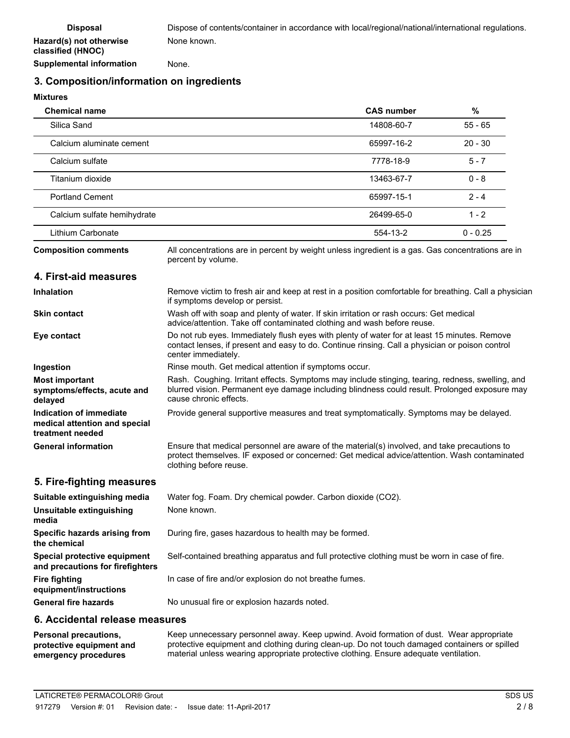**Disposal** Dispose of contents/container in accordance with local/regional/national/international regulations.

**Hazard(s) not otherwise classified (HNOC)** None known.

**Supplemental information** None.

## 3. Composition/information on ingredients

**Mixtures**

| Chemical name | CAS number | % |
|---|---|---|
| Silica Sand | 14808-60-7 | 55 - 65 |
| Calcium aluminate cement | 65997-16-2 | 20 - 30 |
| Calcium sulfate | 7778-18-9 | 5 - 7 |
| Titanium dioxide | 13463-67-7 | 0 - 8 |
| Portland Cement | 65997-15-1 | 2 - 4 |
| Calcium sulfate hemihydrate | 26499-65-0 | 1 - 2 |
| Lithium Carbonate | 554-13-2 | 0 - 0.25 |

**Composition comments** All concentrations are in percent by weight unless ingredient is a gas. Gas concentrations are in percent by volume.

## 4. First-aid measures

**Inhalation** Remove victim to fresh air and keep at rest in a position comfortable for breathing. Call a physician if symptoms develop or persist.

**Skin contact** Wash off with soap and plenty of water. If skin irritation or rash occurs: Get medical advice/attention. Take off contaminated clothing and wash before reuse.

**Eye contact** Do not rub eyes. Immediately flush eyes with plenty of water for at least 15 minutes. Remove contact lenses, if present and easy to do. Continue rinsing. Call a physician or poison control center immediately.

**Ingestion** Rinse mouth. Get medical attention if symptoms occur.

**Most important symptoms/effects, acute and delayed** Rash. Coughing. Irritant effects. Symptoms may include stinging, tearing, redness, swelling, and blurred vision. Permanent eye damage including blindness could result. Prolonged exposure may cause chronic effects.

**Indication of immediate medical attention and special treatment needed** Provide general supportive measures and treat symptomatically. Symptoms may be delayed.

**General information** Ensure that medical personnel are aware of the material(s) involved, and take precautions to protect themselves. IF exposed or concerned: Get medical advice/attention. Wash contaminated clothing before reuse.

## 5. Fire-fighting measures

**Suitable extinguishing media** Water fog. Foam. Dry chemical powder. Carbon dioxide ($CO_2$).

**Unsuitable extinguishing media** None known.

**Specific hazards arising from the chemical** During fire, gases hazardous to health may be formed.

**Special protective equipment and precautions for firefighters** Self-contained breathing apparatus and full protective clothing must be worn in case of fire.

**Fire fighting equipment/instructions** In case of fire and/or explosion do not breathe fumes.

**General fire hazards** No unusual fire or explosion hazards noted.

## 6. Accidental release measures

**Personal precautions, protective equipment and emergency procedures** Keep unnecessary personnel away. Keep upwind. Avoid formation of dust. Wear appropriate protective equipment and clothing during clean-up. Do not touch damaged containers or spilled material unless wearing appropriate protective clothing. Ensure adequate ventilation.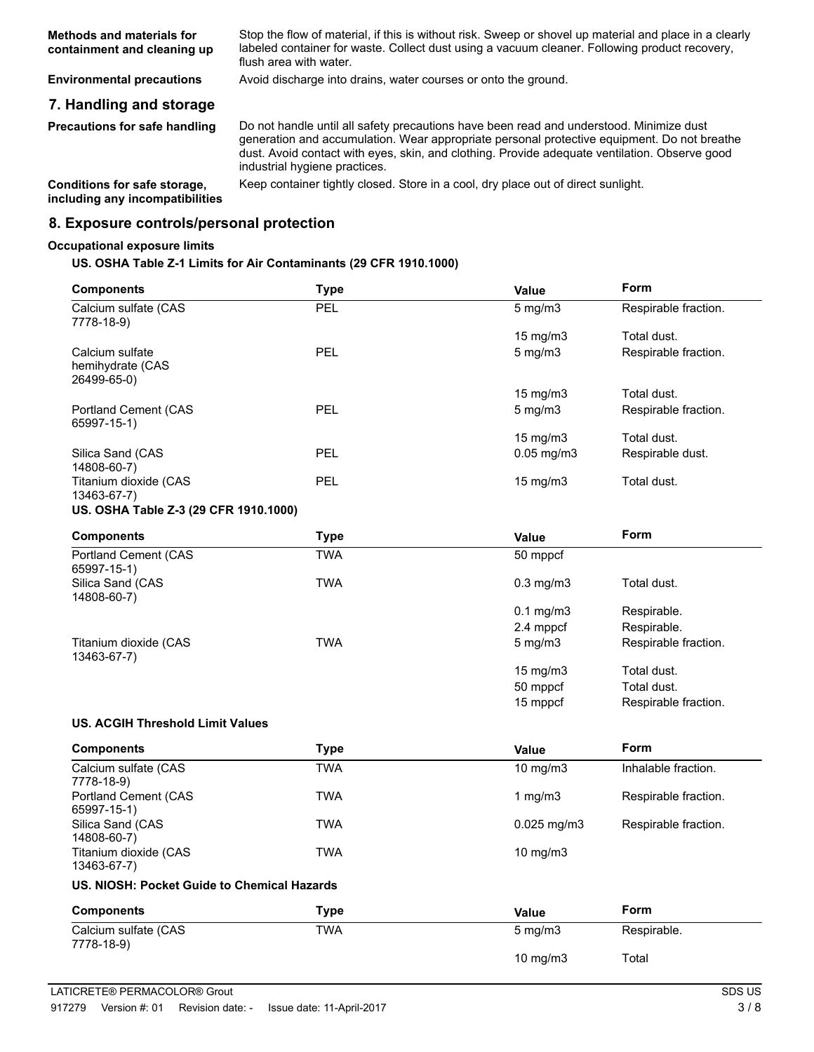**Methods and materials for containment and cleaning up**
Stop the flow of material, if this is without risk. Sweep or shovel up material and place in a clearly labeled container for waste. Collect dust using a vacuum cleaner. Following product recovery, flush area with water.

**Environmental precautions**
Avoid discharge into drains, water courses or onto the ground.

## 7. Handling and storage

**Precautions for safe handling**
Do not handle until all safety precautions have been read and understood. Minimize dust generation and accumulation. Wear appropriate personal protective equipment. Do not breathe dust. Avoid contact with eyes, skin, and clothing. Provide adequate ventilation. Observe good industrial hygiene practices.

**Conditions for safe storage, including any incompatibilities**
Keep container tightly closed. Store in a cool, dry place out of direct sunlight.

## 8. Exposure controls/personal protection

### Occupational exposure limits

**US. OSHA Table Z-1 Limits for Air Contaminants (29 CFR 1910.1000)**

| Components | Type | Value | Form |
|---|---|---|---|
| Calcium sulfate (CAS 7778-18-9) | PEL | 5 mg/m3 | Respirable fraction. |
| | | 15 mg/m3 | Total dust. |
| Calcium sulfate hemihydrate (CAS 26499-65-0) | PEL | 5 mg/m3 | Respirable fraction. |
| | | 15 mg/m3 | Total dust. |
| Portland Cement (CAS 65997-15-1) | PEL | 5 mg/m3 | Respirable fraction. |
| | | 15 mg/m3 | Total dust. |
| Silica Sand (CAS 14808-60-7) | PEL | 0.05 mg/m3 | Respirable dust. |
| Titanium dioxide (CAS 13463-67-7) | PEL | 15 mg/m3 | Total dust. |

**US. OSHA Table Z-3 (29 CFR 1910.1000)**

| Components | Type | Value | Form |
|---|---|---|---|
| Portland Cement (CAS 65997-15-1) | TWA | 50 mppcf | |
| Silica Sand (CAS 14808-60-7) | TWA | 0.3 mg/m3 | Total dust. |
| | | 0.1 mg/m3 | Respirable. |
| | | 2.4 mppcf | Respirable. |
| Titanium dioxide (CAS 13463-67-7) | TWA | 5 mg/m3 | Respirable fraction. |
| | | 15 mg/m3 | Total dust. |
| | | 50 mppcf | Total dust. |
| | | 15 mppcf | Respirable fraction. |

**US. ACGIH Threshold Limit Values**

| Components | Type | Value | Form |
|---|---|---|---|
| Calcium sulfate (CAS 7778-18-9) | TWA | 10 mg/m3 | Inhalable fraction. |
| Portland Cement (CAS 65997-15-1) | TWA | 1 mg/m3 | Respirable fraction. |
| Silica Sand (CAS 14808-60-7) | TWA | 0.025 mg/m3 | Respirable fraction. |
| Titanium dioxide (CAS 13463-67-7) | TWA | 10 mg/m3 | |

**US. NIOSH: Pocket Guide to Chemical Hazards**

| Components | Type | Value | Form |
|---|---|---|---|
| Calcium sulfate (CAS 7778-18-9) | TWA | 5 mg/m3 | Respirable. |
| | | 10 mg/m3 | Total |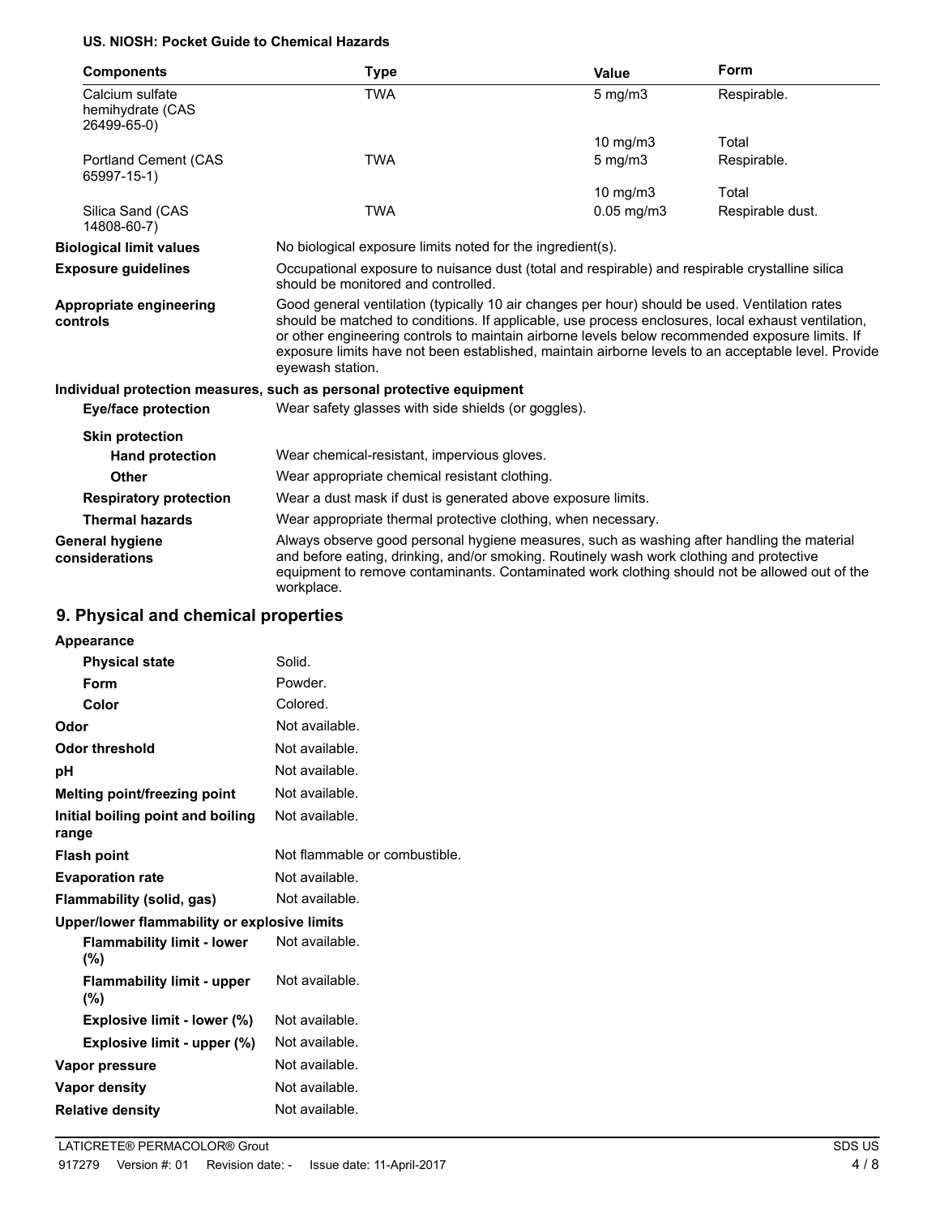**US. NIOSH: Pocket Guide to Chemical Hazards**

| Components | Type | Value | Form |
|---|---|---|---|
| Calcium sulfate hemihydrate (CAS 26499-65-0) | TWA | 5 mg/m3 | Respirable. |
| | | 10 mg/m3 | Total |
| Portland Cement (CAS 65997-15-1) | TWA | 5 mg/m3 | Respirable. |
| | | 10 mg/m3 | Total |
| Silica Sand (CAS 14808-60-7) | TWA | 0.05 mg/m3 | Respirable dust. |

**Biological limit values** No biological exposure limits noted for the ingredient(s).

**Exposure guidelines** Occupational exposure to nuisance dust (total and respirable) and respirable crystalline silica should be monitored and controlled.

**Appropriate engineering controls** Good general ventilation (typically 10 air changes per hour) should be used. Ventilation rates should be matched to conditions. If applicable, use process enclosures, local exhaust ventilation, or other engineering controls to maintain airborne levels below recommended exposure limits. If exposure limits have not been established, maintain airborne levels to an acceptable level. Provide eyewash station.

**Individual protection measures, such as personal protective equipment**

**Eye/face protection** Wear safety glasses with side shields (or goggles).

**Skin protection**

**Hand protection** Wear chemical-resistant, impervious gloves.

**Other** Wear appropriate chemical resistant clothing.

**Respiratory protection** Wear a dust mask if dust is generated above exposure limits.

**Thermal hazards** Wear appropriate thermal protective clothing, when necessary.

**General hygiene considerations** Always observe good personal hygiene measures, such as washing after handling the material and before eating, drinking, and/or smoking. Routinely wash work clothing and protective equipment to remove contaminants. Contaminated work clothing should not be allowed out of the workplace.

## 9. Physical and chemical properties

**Appearance**

| | |
|---|---|
| **Physical state** | Solid. |
| **Form** | Powder. |
| **Color** | Colored. |
| **Odor** | Not available. |
| **Odor threshold** | Not available. |
| **pH** | Not available. |
| **Melting point/freezing point** | Not available. |
| **Initial boiling point and boiling range** | Not available. |
| **Flash point** | Not flammable or combustible. |
| **Evaporation rate** | Not available. |
| **Flammability (solid, gas)** | Not available. |

**Upper/lower flammability or explosive limits**

| | |
|---|---|
| **Flammability limit - lower (%)** | Not available. |
| **Flammability limit - upper (%)** | Not available. |
| **Explosive limit - lower (%)** | Not available. |
| **Explosive limit - upper (%)** | Not available. |
| **Vapor pressure** | Not available. |
| **Vapor density** | Not available. |
| **Relative density** | Not available. |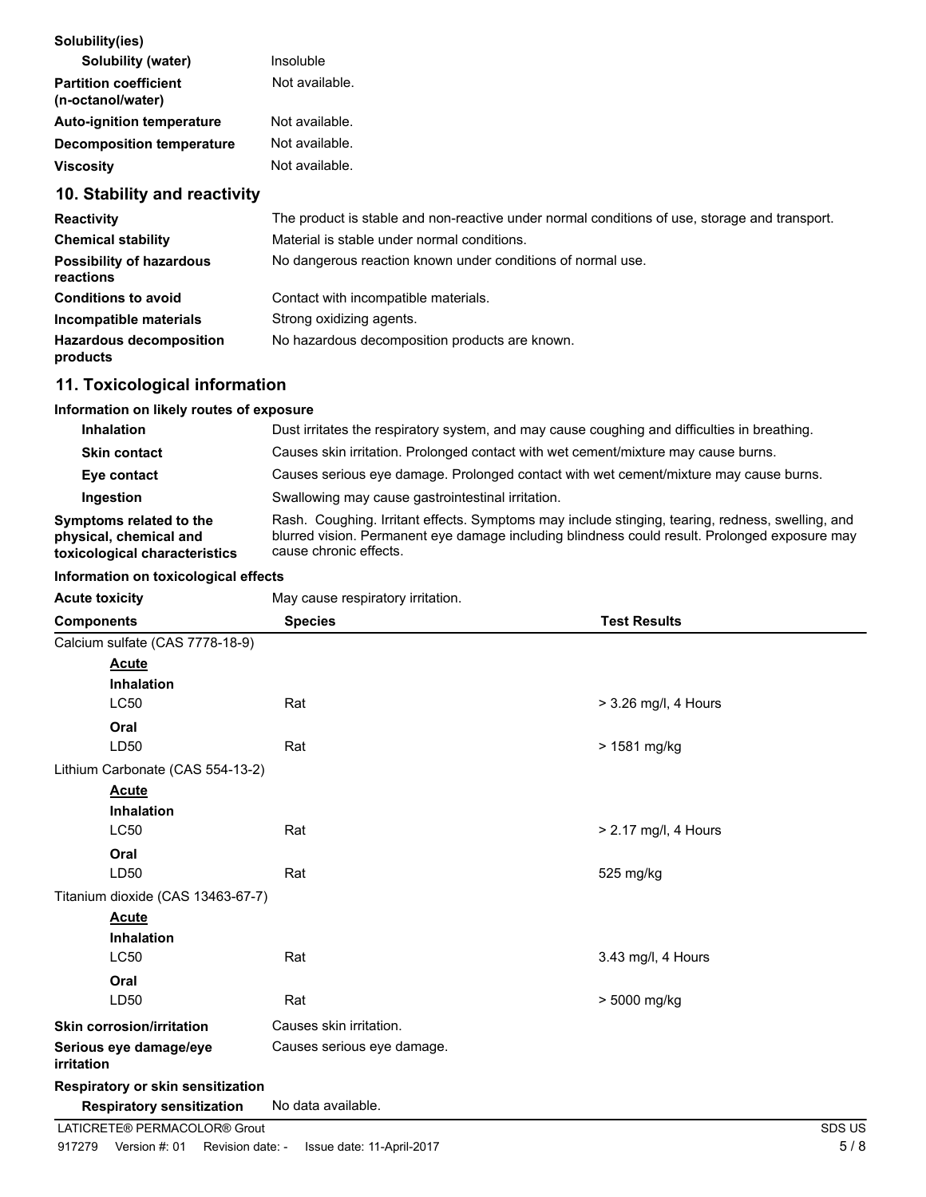| | |
|---|---|
| **Solubility(ies)** | |
| **Solubility (water)** | Insoluble |
| **Partition coefficient (n-octanol/water)** | Not available. |
| **Auto-ignition temperature** | Not available. |
| **Decomposition temperature** | Not available. |
| **Viscosity** | Not available. |

## 10. Stability and reactivity

| | |
|---|---|
| **Reactivity** | The product is stable and non-reactive under normal conditions of use, storage and transport. |
| **Chemical stability** | Material is stable under normal conditions. |
| **Possibility of hazardous reactions** | No dangerous reaction known under conditions of normal use. |
| **Conditions to avoid** | Contact with incompatible materials. |
| **Incompatible materials** | Strong oxidizing agents. |
| **Hazardous decomposition products** | No hazardous decomposition products are known. |

## 11. Toxicological information

**Information on likely routes of exposure**

| | |
|---|---|
| **Inhalation** | Dust irritates the respiratory system, and may cause coughing and difficulties in breathing. |
| **Skin contact** | Causes skin irritation. Prolonged contact with wet cement/mixture may cause burns. |
| **Eye contact** | Causes serious eye damage. Prolonged contact with wet cement/mixture may cause burns. |
| **Ingestion** | Swallowing may cause gastrointestinal irritation. |
| **Symptoms related to the physical, chemical and toxicological characteristics** | Rash. Coughing. Irritant effects. Symptoms may include stinging, tearing, redness, swelling, and blurred vision. Permanent eye damage including blindness could result. Prolonged exposure may cause chronic effects. |

**Information on toxicological effects**

**Acute toxicity** May cause respiratory irritation.

| Components | Species | Test Results |
|---|---|---|
| Calcium sulfate (CAS 7778-18-9) | | |
| **Acute** | | |
| **Inhalation** | | |
| LC50 | Rat | > 3.26 mg/l, 4 Hours |
| **Oral** | | |
| LD50 | Rat | > 1581 mg/kg |
| Lithium Carbonate (CAS 554-13-2) | | |
| **Acute** | | |
| **Inhalation** | | |
| LC50 | Rat | > 2.17 mg/l, 4 Hours |
| **Oral** | | |
| LD50 | Rat | 525 mg/kg |
| Titanium dioxide (CAS 13463-67-7) | | |
| **Acute** | | |
| **Inhalation** | | |
| LC50 | Rat | 3.43 mg/l, 4 Hours |
| **Oral** | | |
| LD50 | Rat | > 5000 mg/kg |

| | |
|---|---|
| **Skin corrosion/irritation** | Causes skin irritation. |
| **Serious eye damage/eye irritation** | Causes serious eye damage. |
| **Respiratory or skin sensitization** | |
| **Respiratory sensitization** | No data available. |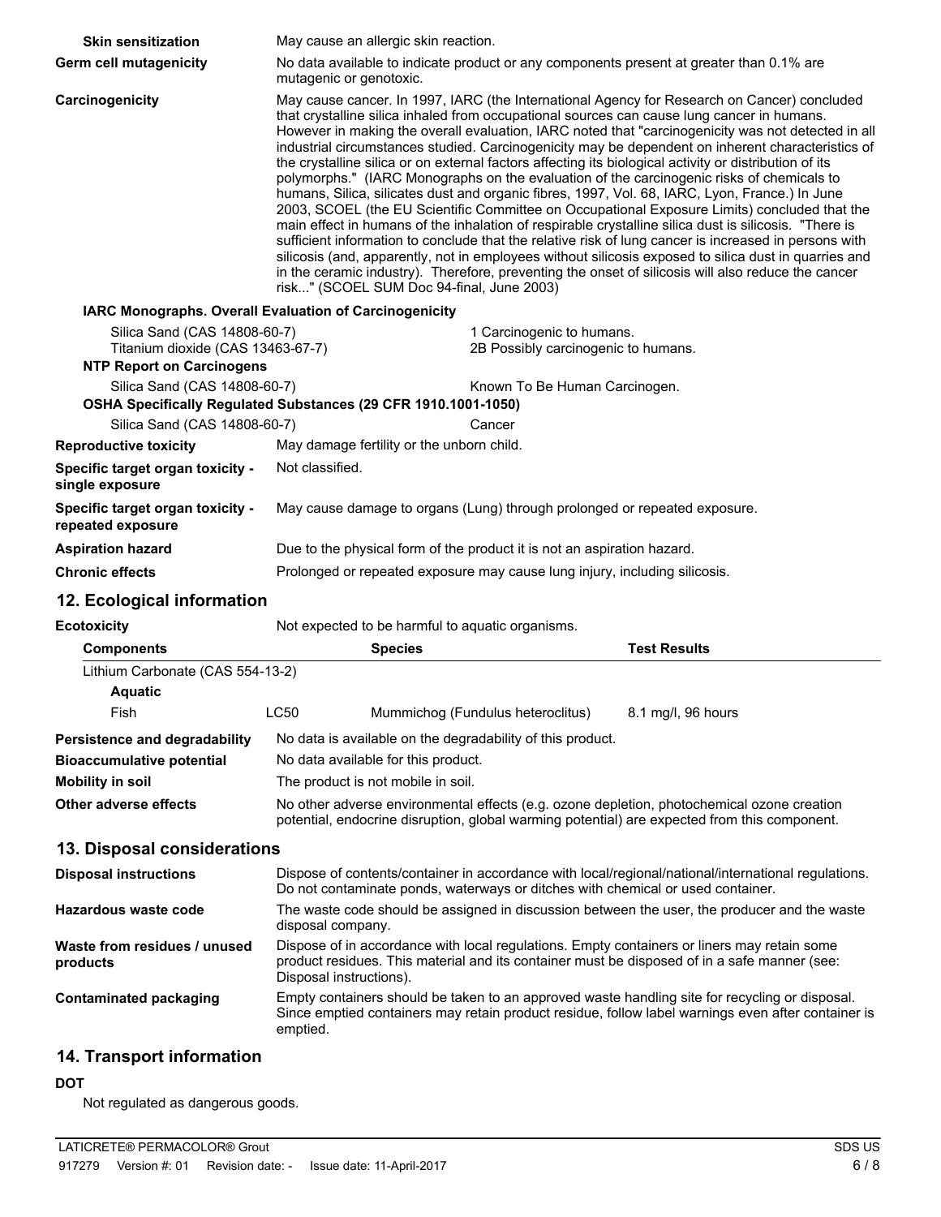**Skin sensitization** May cause an allergic skin reaction.

**Germ cell mutagenicity** No data available to indicate product or any components present at greater than 0.1% are mutagenic or genotoxic.

**Carcinogenicity** May cause cancer. In 1997, IARC (the International Agency for Research on Cancer) concluded that crystalline silica inhaled from occupational sources can cause lung cancer in humans. However in making the overall evaluation, IARC noted that "carcinogenicity was not detected in all industrial circumstances studied. Carcinogenicity may be dependent on inherent characteristics of the crystalline silica or on external factors affecting its biological activity or distribution of its polymorphs." (IARC Monographs on the evaluation of the carcinogenic risks of chemicals to humans, Silica, silicates dust and organic fibres, 1997, Vol. 68, IARC, Lyon, France.) In June 2003, SCOEL (the EU Scientific Committee on Occupational Exposure Limits) concluded that the main effect in humans of the inhalation of respirable crystalline silica dust is silicosis. "There is sufficient information to conclude that the relative risk of lung cancer is increased in persons with silicosis (and, apparently, not in employees without silicosis exposed to silica dust in quarries and in the ceramic industry). Therefore, preventing the onset of silicosis will also reduce the cancer risk..." (SCOEL SUM Doc 94-final, June 2003)

**IARC Monographs. Overall Evaluation of Carcinogenicity**

| | |
|---|---|
| Silica Sand (CAS 14808-60-7) | 1 Carcinogenic to humans. |
| Titanium dioxide (CAS 13463-67-7) | 2B Possibly carcinogenic to humans. |

**NTP Report on Carcinogens**

| | |
|---|---|
| Silica Sand (CAS 14808-60-7) | Known To Be Human Carcinogen. |

**OSHA Specifically Regulated Substances (29 CFR 1910.1001-1050)**

| | |
|---|---|
| Silica Sand (CAS 14808-60-7) | Cancer |

**Reproductive toxicity** May damage fertility or the unborn child.

**Specific target organ toxicity - single exposure** Not classified.

**Specific target organ toxicity - repeated exposure** May cause damage to organs (Lung) through prolonged or repeated exposure.

**Aspiration hazard** Due to the physical form of the product it is not an aspiration hazard.

**Chronic effects** Prolonged or repeated exposure may cause lung injury, including silicosis.

## 12. Ecological information

**Ecotoxicity** Not expected to be harmful to aquatic organisms.

| Components | | Species | Test Results |
|---|---|---|---|
| Lithium Carbonate (CAS 554-13-2) | | | |
| **Aquatic** | | | |
| Fish | LC50 | Mummichog (Fundulus heteroclitus) | 8.1 mg/l, 96 hours |

**Persistence and degradability** No data is available on the degradability of this product.

**Bioaccumulative potential** No data available for this product.

**Mobility in soil** The product is not mobile in soil.

**Other adverse effects** No other adverse environmental effects (e.g. ozone depletion, photochemical ozone creation potential, endocrine disruption, global warming potential) are expected from this component.

## 13. Disposal considerations

**Disposal instructions** Dispose of contents/container in accordance with local/regional/national/international regulations. Do not contaminate ponds, waterways or ditches with chemical or used container.

**Hazardous waste code** The waste code should be assigned in discussion between the user, the producer and the waste disposal company.

**Waste from residues / unused products** Dispose of in accordance with local regulations. Empty containers or liners may retain some product residues. This material and its container must be disposed of in a safe manner (see: Disposal instructions).

**Contaminated packaging** Empty containers should be taken to an approved waste handling site for recycling or disposal. Since emptied containers may retain product residue, follow label warnings even after container is emptied.

## 14. Transport information

**DOT**

Not regulated as dangerous goods.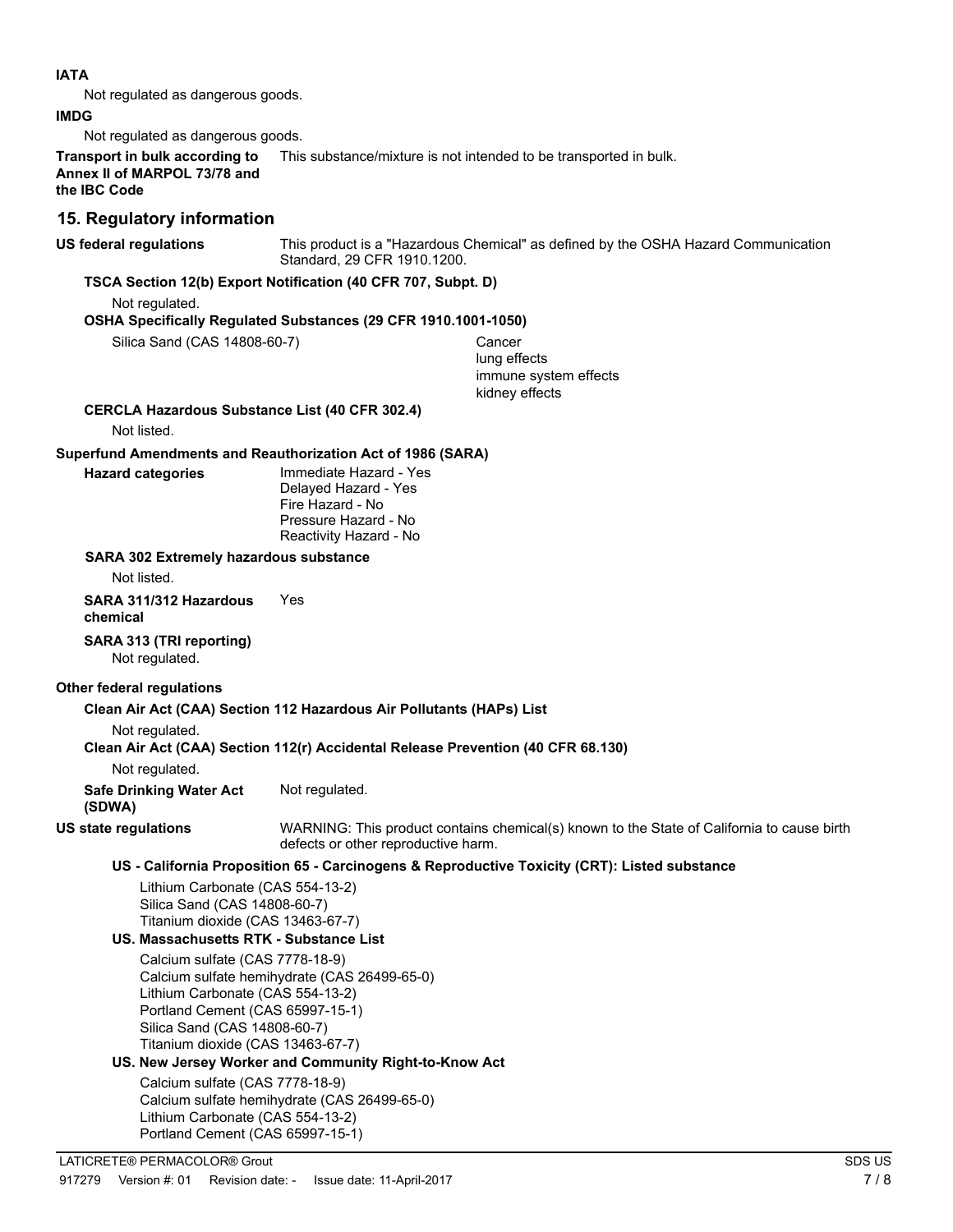**IATA**

Not regulated as dangerous goods.

**IMDG**

Not regulated as dangerous goods.

**Transport in bulk according to Annex II of MARPOL 73/78 and the IBC Code** This substance/mixture is not intended to be transported in bulk.

## 15. Regulatory information

**US federal regulations** This product is a "Hazardous Chemical" as defined by the OSHA Hazard Communication Standard, 29 CFR 1910.1200.

**TSCA Section 12(b) Export Notification (40 CFR 707, Subpt. D)**

Not regulated.

**OSHA Specifically Regulated Substances (29 CFR 1910.1001-1050)**

Silica Sand (CAS 14808-60-7)
- Cancer
- lung effects
- immune system effects
- kidney effects

**CERCLA Hazardous Substance List (40 CFR 302.4)**

Not listed.

**Superfund Amendments and Reauthorization Act of 1986 (SARA)**

**Hazard categories**
- Immediate Hazard - Yes
- Delayed Hazard - Yes
- Fire Hazard - No
- Pressure Hazard - No
- Reactivity Hazard - No

**SARA 302 Extremely hazardous substance**

Not listed.

**SARA 311/312 Hazardous chemical** Yes

**SARA 313 (TRI reporting)**

Not regulated.

**Other federal regulations**

**Clean Air Act (CAA) Section 112 Hazardous Air Pollutants (HAPs) List**

Not regulated.

**Clean Air Act (CAA) Section 112(r) Accidental Release Prevention (40 CFR 68.130)**

Not regulated.

**Safe Drinking Water Act (SDWA)** Not regulated.

**US state regulations** WARNING: This product contains chemical(s) known to the State of California to cause birth defects or other reproductive harm.

**US - California Proposition 65 - Carcinogens & Reproductive Toxicity (CRT): Listed substance**

Lithium Carbonate (CAS 554-13-2)
Silica Sand (CAS 14808-60-7)
Titanium dioxide (CAS 13463-67-7)

**US. Massachusetts RTK - Substance List**

Calcium sulfate (CAS 7778-18-9)
Calcium sulfate hemihydrate (CAS 26499-65-0)
Lithium Carbonate (CAS 554-13-2)
Portland Cement (CAS 65997-15-1)
Silica Sand (CAS 14808-60-7)
Titanium dioxide (CAS 13463-67-7)

**US. New Jersey Worker and Community Right-to-Know Act**

Calcium sulfate (CAS 7778-18-9)
Calcium sulfate hemihydrate (CAS 26499-65-0)
Lithium Carbonate (CAS 554-13-2)
Portland Cement (CAS 65997-15-1)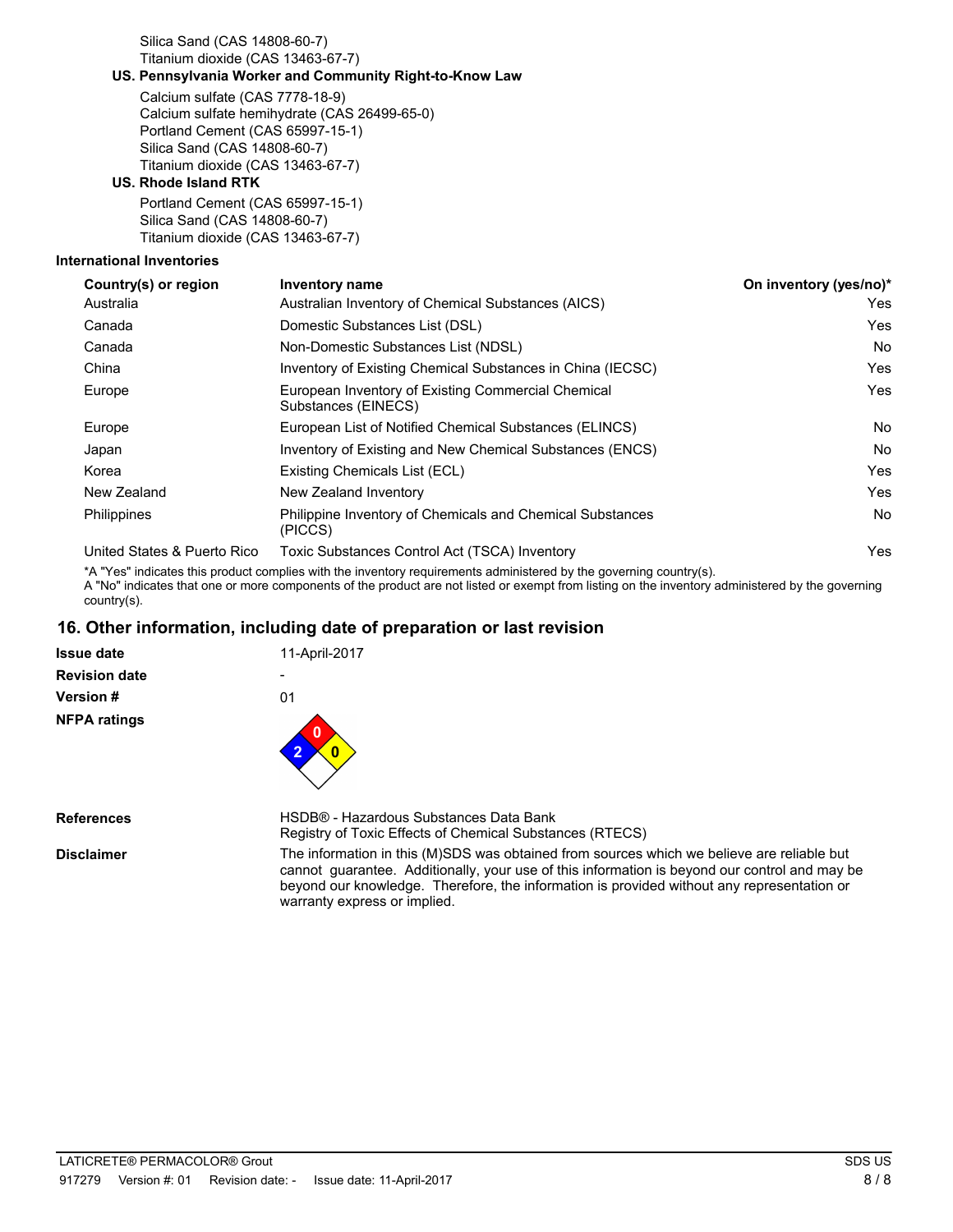Silica Sand (CAS 14808-60-7)
Titanium dioxide (CAS 13463-67-7)

**US. Pennsylvania Worker and Community Right-to-Know Law**

Calcium sulfate (CAS 7778-18-9)
Calcium sulfate hemihydrate (CAS 26499-65-0)
Portland Cement (CAS 65997-15-1)
Silica Sand (CAS 14808-60-7)
Titanium dioxide (CAS 13463-67-7)

**US. Rhode Island RTK**

Portland Cement (CAS 65997-15-1)
Silica Sand (CAS 14808-60-7)
Titanium dioxide (CAS 13463-67-7)

**International Inventories**

| Country(s) or region | Inventory name | On inventory (yes/no)* |
|---|---|---|
| Australia | Australian Inventory of Chemical Substances (AICS) | Yes |
| Canada | Domestic Substances List (DSL) | Yes |
| Canada | Non-Domestic Substances List (NDSL) | No |
| China | Inventory of Existing Chemical Substances in China (IECSC) | Yes |
| Europe | European Inventory of Existing Commercial Chemical Substances (EINECS) | Yes |
| Europe | European List of Notified Chemical Substances (ELINCS) | No |
| Japan | Inventory of Existing and New Chemical Substances (ENCS) | No |
| Korea | Existing Chemicals List (ECL) | Yes |
| New Zealand | New Zealand Inventory | Yes |
| Philippines | Philippine Inventory of Chemicals and Chemical Substances (PICCS) | No |
| United States & Puerto Rico | Toxic Substances Control Act (TSCA) Inventory | Yes |

*A "Yes" indicates this product complies with the inventory requirements administered by the governing country(s).
A "No" indicates that one or more components of the product are not listed or exempt from listing on the inventory administered by the governing country(s).

## 16. Other information, including date of preparation or last revision

**Issue date** 11-April-2017

**Revision date** -

**Version #** 01

**NFPA ratings**

0
2 0

**References** HSDB® - Hazardous Substances Data Bank
Registry of Toxic Effects of Chemical Substances (RTECS)

**Disclaimer** The information in this (M)SDS was obtained from sources which we believe are reliable but cannot guarantee. Additionally, your use of this information is beyond our control and may be beyond our knowledge. Therefore, the information is provided without any representation or warranty express or implied.